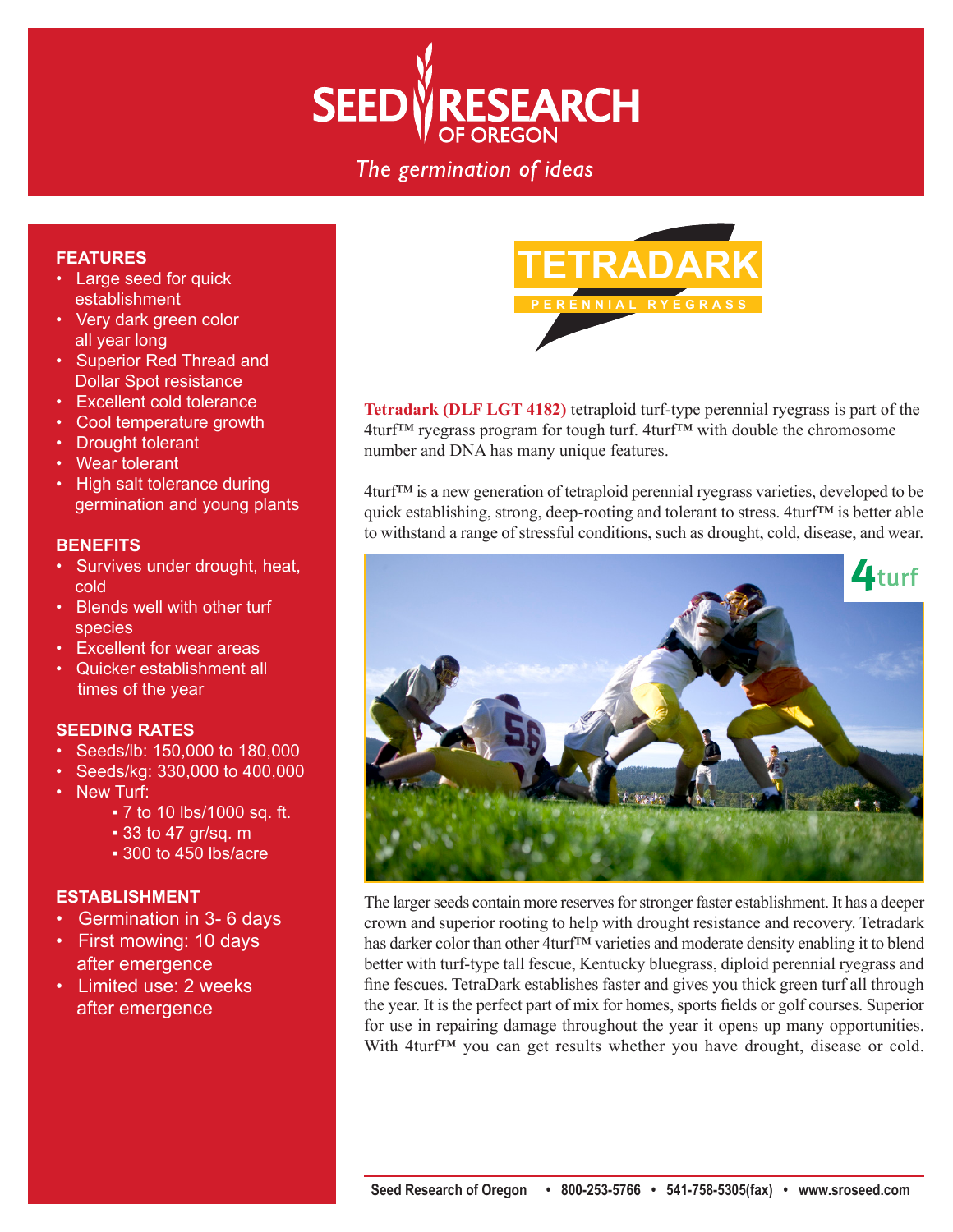# SEED RESEARCH OF OREGON

*The germination of ideas*

# TETRADARK

PERENNIAL RYEGRASS

**Tetradark (DLF LGT 4182)** tetraploid turf-type perennial ryegrass is part of the 4turf™ ryegrass program for tough turf. 4turf™ with double the chromosome number and DNA has many unique features.

4turf™ is a new generation of tetraploid perennial ryegrass varieties, developed to be quick establishing, strong, deep-rooting and tolerant to stress. 4turf™ is better able to withstand a range of stressful conditions, such as drought, cold, disease, and wear.

The larger seeds contain more reserves for stronger faster establishment. It has a deeper crown and superior rooting to help with drought resistance and recovery. Tetradark has darker color than other 4turf™ varieties and moderate density enabling it to blend better with turf-type tall fescue, Kentucky bluegrass, diploid perennial ryegrass and fine fescues. TetraDark establishes faster and gives you thick green turf all through the year. It is the perfect part of mix for homes, sports fields or golf courses. Superior for use in repairing damage throughout the year it opens up many opportunities. With 4turf™ you can get results whether you have drought, disease or cold.

## FEATURES

- Large seed for quick establishment
- Very dark green color all year long
- Superior Red Thread and Dollar Spot resistance
- Excellent cold tolerance
- Cool temperature growth
- Drought tolerant
- Wear tolerant
- High salt tolerance during germination and young plants

## BENEFITS

- Survives under drought, heat, cold
- Blends well with other turf species
- Excellent for wear areas
- Quicker establishment all times of the year

## SEEDING RATES

- Seeds/lb: 150,000 to 180,000
- Seeds/kg: 330,000 to 400,000
- New Turf:
  - 7 to 10 lbs/1000 sq. ft.
  - 33 to 47 gr/sq. m
  - 300 to 450 lbs/acre

## ESTABLISHMENT

- Germination in 3- 6 days
- First mowing: 10 days after emergence
- Limited use: 2 weeks after emergence

Seed Research of Oregon • 800-253-5766 • 541-758-5305(fax) • www.sroseed.com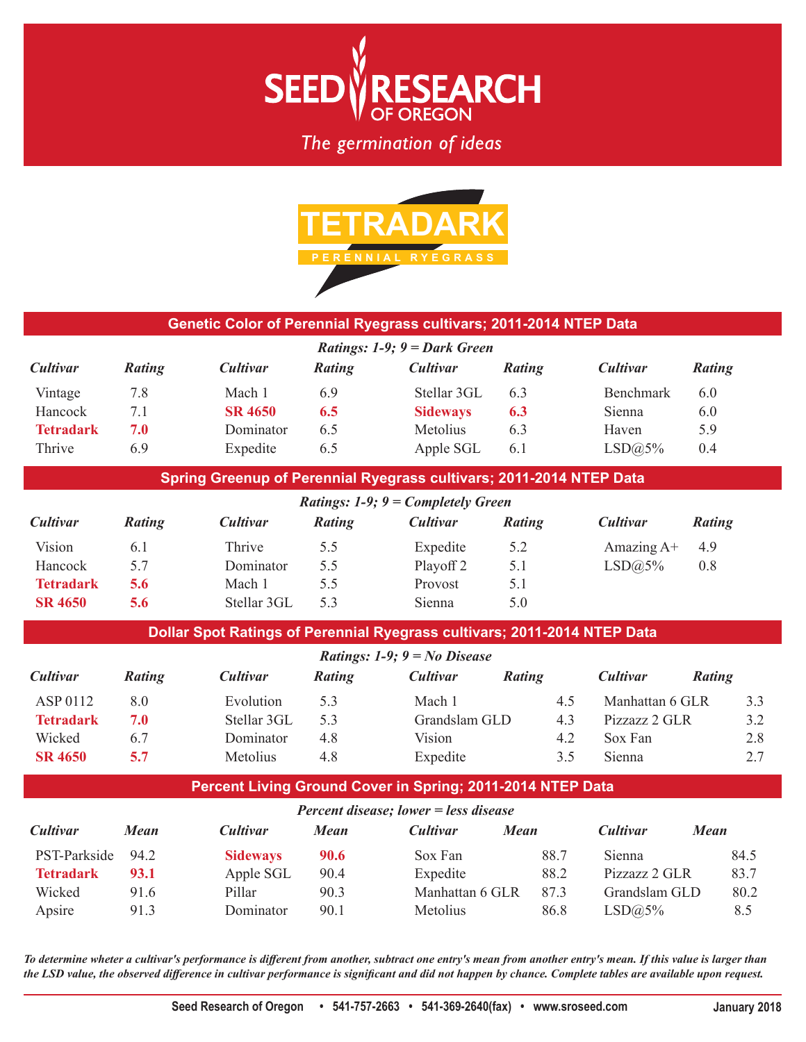# SEED RESEARCH OF OREGON

*The germination of ideas*

# TETRADARK

PERENNIAL RYEGRASS

## Genetic Color of Perennial Ryegrass cultivars; 2011-2014 NTEP Data

*Ratings: 1-9; 9 = Dark Green*

| *Cultivar* | *Rating* | *Cultivar* | *Rating* | *Cultivar* | *Rating* | *Cultivar* | *Rating* |
|---|---|---|---|---|---|---|---|
| Vintage | 7.8 | Mach 1 | 6.9 | Stellar 3GL | 6.3 | Benchmark | 6.0 |
| Hancock | 7.1 | **SR 4650** | **6.5** | **Sideways** | **6.3** | Sienna | 6.0 |
| **Tetradark** | **7.0** | Dominator | 6.5 | Metolius | 6.3 | Haven | 5.9 |
| Thrive | 6.9 | Expedite | 6.5 | Apple SGL | 6.1 | LSD@5% | 0.4 |

## Spring Greenup of Perennial Ryegrass cultivars; 2011-2014 NTEP Data

*Ratings: 1-9; 9 = Completely Green*

| *Cultivar* | *Rating* | *Cultivar* | *Rating* | *Cultivar* | *Rating* | *Cultivar* | *Rating* |
|---|---|---|---|---|---|---|---|
| Vision | 6.1 | Thrive | 5.5 | Expedite | 5.2 | Amazing A+ | 4.9 |
| Hancock | 5.7 | Dominator | 5.5 | Playoff 2 | 5.1 | LSD@5% | 0.8 |
| **Tetradark** | **5.6** | Mach 1 | 5.5 | Provost | 5.1 | | |
| **SR 4650** | **5.6** | Stellar 3GL | 5.3 | Sienna | 5.0 | | |

## Dollar Spot Ratings of Perennial Ryegrass cultivars; 2011-2014 NTEP Data

*Ratings: 1-9; 9 = No Disease*

| *Cultivar* | *Rating* | *Cultivar* | *Rating* | *Cultivar* | *Rating* | *Cultivar* | *Rating* |
|---|---|---|---|---|---|---|---|
| ASP 0112 | 8.0 | Evolution | 5.3 | Mach 1 | 4.5 | Manhattan 6 GLR | 3.3 |
| **Tetradark** | **7.0** | Stellar 3GL | 5.3 | Grandslam GLD | 4.3 | Pizzazz 2 GLR | 3.2 |
| Wicked | 6.7 | Dominator | 4.8 | Vision | 4.2 | Sox Fan | 2.8 |
| **SR 4650** | **5.7** | Metolius | 4.8 | Expedite | 3.5 | Sienna | 2.7 |

## Percent Living Ground Cover in Spring; 2011-2014 NTEP Data

*Percent disease; lower = less disease*

| *Cultivar* | *Mean* | *Cultivar* | *Mean* | *Cultivar* | *Mean* | *Cultivar* | *Mean* |
|---|---|---|---|---|---|---|---|
| PST-Parkside | 94.2 | **Sideways** | **90.6** | Sox Fan | 88.7 | Sienna | 84.5 |
| **Tetradark** | **93.1** | Apple SGL | 90.4 | Expedite | 88.2 | Pizzazz 2 GLR | 83.7 |
| Wicked | 91.6 | Pillar | 90.3 | Manhattan 6 GLR | 87.3 | Grandslam GLD | 80.2 |
| Apsire | 91.3 | Dominator | 90.1 | Metolius | 86.8 | LSD@5% | 8.5 |

*To determine wheter a cultivar's performance is different from another, subtract one entry's mean from another entry's mean. If this value is larger than the LSD value, the observed difference in cultivar performance is significant and did not happen by chance. Complete tables are available upon request.*

**Seed Research of Oregon • 541-757-2663 • 541-369-2640(fax) • www.sroseed.com** **January 2018**